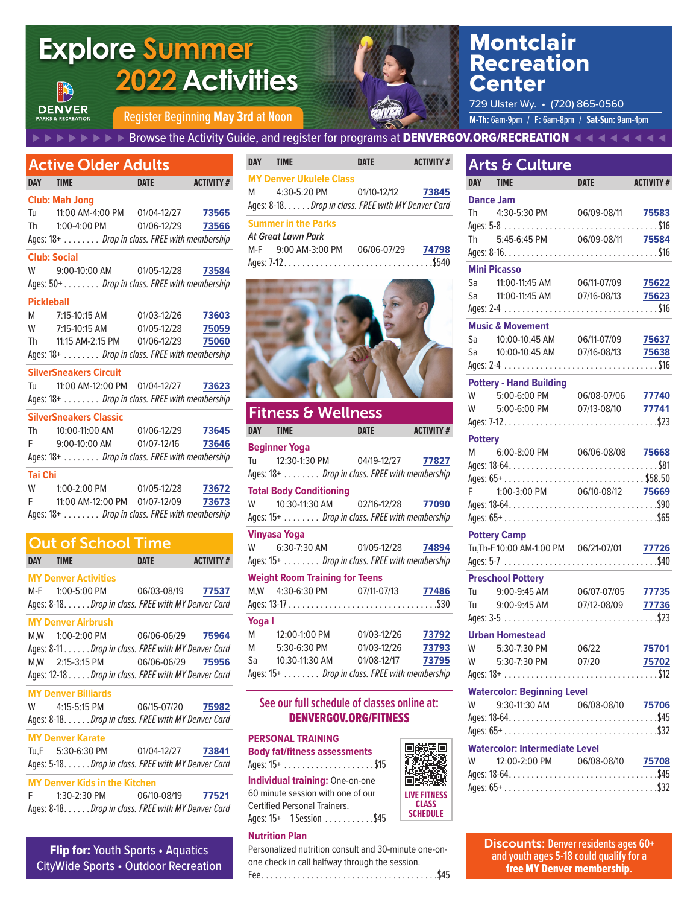# Explore Summer 2022 Activities

DENVER PARKS & RECREATION

Register Beginning **May 3rd** at Noon

# Montclair Recreation Center

729 Ulster Wy. • (720) 865-0560

**M-Th:** 6am-9pm / **F:** 6am-8pm / **Sat-Sun:** 9am-4pm

Browse the Activity Guide, and register for programs at **DENVERGOV.ORG/RECREATION**

## Active Older Adults

| DAY | TIME | DATE | ACTIVITY # |
|---|---|---|---|
| **Club: Mah Jong** | | | |
| Tu | 11:00 AM-4:00 PM | 01/04-12/27 | 73565 |
| Th | 1:00-4:00 PM | 01/06-12/29 | 73566 |
| Ages: 18+ ........ *Drop in class. FREE with membership* | | | |
| **Club: Social** | | | |
| W | 9:00-10:00 AM | 01/05-12/28 | 73584 |
| Ages: 50+ ........ *Drop in class. FREE with membership* | | | |
| **Pickleball** | | | |
| M | 7:15-10:15 AM | 01/03-12/26 | 73603 |
| W | 7:15-10:15 AM | 01/05-12/28 | 75059 |
| Th | 11:15 AM-2:15 PM | 01/06-12/29 | 75060 |
| Ages: 18+ ........ *Drop in class. FREE with membership* | | | |
| **SilverSneakers Circuit** | | | |
| Tu | 11:00 AM-12:00 PM | 01/04-12/27 | 73623 |
| Ages: 18+ ........ *Drop in class. FREE with membership* | | | |
| **SilverSneakers Classic** | | | |
| Th | 10:00-11:00 AM | 01/06-12/29 | 73645 |
| F | 9:00-10:00 AM | 01/07-12/16 | 73646 |
| Ages: 18+ ........ *Drop in class. FREE with membership* | | | |
| **Tai Chi** | | | |
| W | 1:00-2:00 PM | 01/05-12/28 | 73672 |
| F | 11:00 AM-12:00 PM | 01/07-12/09 | 73673 |
| Ages: 18+ ........ *Drop in class. FREE with membership* | | | |

## Out of School Time

| DAY | TIME | DATE | ACTIVITY # |
|---|---|---|---|
| **MY Denver Activities** | | | |
| M-F | 1:00-5:00 PM | 06/03-08/19 | 77537 |
| Ages: 8-18...... *Drop in class. FREE with MY Denver Card* | | | |
| **MY Denver Airbrush** | | | |
| M,W | 1:00-2:00 PM | 06/06-06/29 | 75964 |
| Ages: 8-11...... *Drop in class. FREE with MY Denver Card* | | | |
| M,W | 2:15-3:15 PM | 06/06-06/29 | 75956 |
| Ages: 12-18...... *Drop in class. FREE with MY Denver Card* | | | |
| **MY Denver Billiards** | | | |
| W | 4:15-5:15 PM | 06/15-07/20 | 75982 |
| Ages: 8-18...... *Drop in class. FREE with MY Denver Card* | | | |
| **MY Denver Karate** | | | |
| Tu,F | 5:30-6:30 PM | 01/04-12/27 | 73841 |
| Ages: 5-18...... *Drop in class. FREE with MY Denver Card* | | | |
| **MY Denver Kids in the Kitchen** | | | |
| F | 1:30-2:30 PM | 06/10-08/19 | 77521 |
| Ages: 8-18...... *Drop in class. FREE with MY Denver Card* | | | |

**Flip for:** Youth Sports • Aquatics • CityWide Sports • Outdoor Recreation

| DAY | TIME | DATE | ACTIVITY # |
|---|---|---|---|
| **MY Denver Ukulele Class** | | | |
| M | 4:30-5:20 PM | 01/10-12/12 | 73845 |
| Ages: 8-18...... *Drop in class. FREE with MY Denver Card* | | | |
| **Summer in the Parks** | | | |
| *At Great Lawn Park* | | | |
| M-F | 9:00 AM-3:00 PM | 06/06-07/29 | 74798 |
| Ages: 7-12 ................................ $540 | | | |

## Fitness & Wellness

| DAY | TIME | DATE | ACTIVITY # |
|---|---|---|---|
| **Beginner Yoga** | | | |
| Tu | 12:30-1:30 PM | 04/19-12/27 | 77827 |
| Ages: 18+ ........ *Drop in class. FREE with membership* | | | |
| **Total Body Conditioning** | | | |
| W | 10:30-11:30 AM | 02/16-12/28 | 77090 |
| Ages: 15+ ........ *Drop in class. FREE with membership* | | | |
| **Vinyasa Yoga** | | | |
| W | 6:30-7:30 AM | 01/05-12/28 | 74894 |
| Ages: 15+ ........ *Drop in class. FREE with membership* | | | |
| **Weight Room Training for Teens** | | | |
| M,W | 4:30-6:30 PM | 07/11-07/13 | 77486 |
| Ages: 13-17 ................................ $30 | | | |
| **Yoga I** | | | |
| M | 12:00-1:00 PM | 01/03-12/26 | 73792 |
| M | 5:30-6:30 PM | 01/03-12/26 | 73793 |
| Sa | 10:30-11:30 AM | 01/08-12/17 | 73795 |
| Ages: 15+ ........ *Drop in class. FREE with membership* | | | |

See our full schedule of classes online at: **DENVERGOV.ORG/FITNESS**

**PERSONAL TRAINING**

**Body fat/fitness assessments**
Ages: 15+ .................... $15

**Individual training:** One-on-one 60 minute session with one of our Certified Personal Trainers.
Ages: 15+ 1 Session ........... $45

LIVE FITNESS CLASS SCHEDULE

**Nutrition Plan**
Personalized nutrition consult and 30-minute one-on-one check in call halfway through the session.
Fee ...................................... $45

## Arts & Culture

| DAY | TIME | DATE | ACTIVITY # |
|---|---|---|---|
| **Dance Jam** | | | |
| Th | 4:30-5:30 PM | 06/09-08/11 | 75583 |
| Ages: 5-8 ................................ $16 | | | |
| Th | 5:45-6:45 PM | 06/09-08/11 | 75584 |
| Ages: 8-16 ................................ $16 | | | |
| **Mini Picasso** | | | |
| Sa | 11:00-11:45 AM | 06/11-07/09 | 75622 |
| Sa | 11:00-11:45 AM | 07/16-08/13 | 75623 |
| Ages: 2-4 ................................ $16 | | | |
| **Music & Movement** | | | |
| Sa | 10:00-10:45 AM | 06/11-07/09 | 75637 |
| Sa | 10:00-10:45 AM | 07/16-08/13 | 75638 |
| Ages: 2-4 ................................ $16 | | | |
| **Pottery - Hand Building** | | | |
| W | 5:00-6:00 PM | 06/08-07/06 | 77740 |
| W | 5:00-6:00 PM | 07/13-08/10 | 77741 |
| Ages: 7-12 ................................ $23 | | | |
| **Pottery** | | | |
| M | 6:00-8:00 PM | 06/06-08/08 | 75668 |
| Ages: 18-64 ................................ $81 | | | |
| Ages: 65+ ................................ $58.50 | | | |
| F | 1:00-3:00 PM | 06/10-08/12 | 75669 |
| Ages: 18-64 ................................ $90 | | | |
| Ages: 65+ ................................ $65 | | | |
| **Pottery Camp** | | | |
| Tu,Th-F | 10:00 AM-1:00 PM | 06/21-07/01 | 77726 |
| Ages: 5-7 ................................ $40 | | | |
| **Preschool Pottery** | | | |
| Tu | 9:00-9:45 AM | 06/07-07/05 | 77735 |
| Tu | 9:00-9:45 AM | 07/12-08/09 | 77736 |
| Ages: 3-5 ................................ $23 | | | |
| **Urban Homestead** | | | |
| W | 5:30-7:30 PM | 06/22 | 75701 |
| W | 5:30-7:30 PM | 07/20 | 75702 |
| Ages: 18+ ................................ $12 | | | |
| **Watercolor: Beginning Level** | | | |
| W | 9:30-11:30 AM | 06/08-08/10 | 75706 |
| Ages: 18-64 ................................ $45 | | | |
| Ages: 65+ ................................ $32 | | | |
| **Watercolor: Intermediate Level** | | | |
| W | 12:00-2:00 PM | 06/08-08/10 | 75708 |
| Ages: 18-64 ................................ $45 | | | |
| Ages: 65+ ................................ $32 | | | |

**Discounts:** Denver residents ages 60+ and youth ages 5-18 could qualify for a **free MY Denver membership.**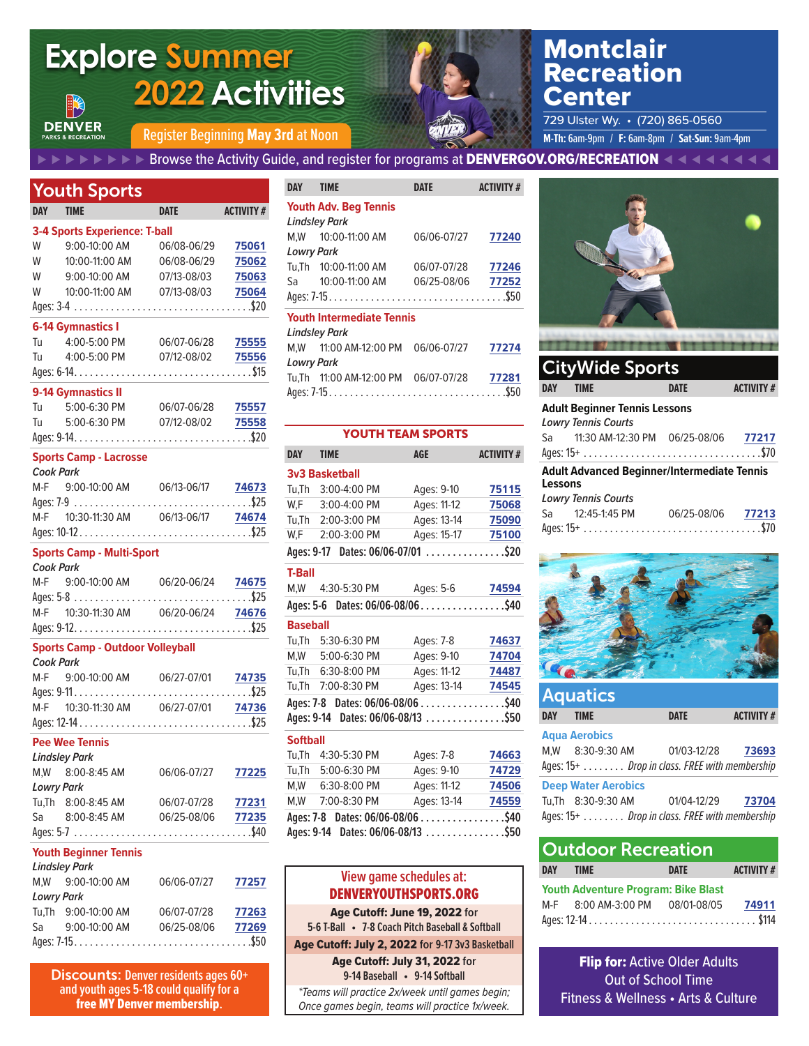# Explore Summer 2022 Activities

DENVER PARKS & RECREATION

Register Beginning **May 3rd** at Noon

## Montclair Recreation Center

729 Ulster Wy. • (720) 865-0560

**M-Th:** 6am-9pm / **F:** 6am-8pm / **Sat-Sun:** 9am-4pm

Browse the Activity Guide, and register for programs at **DENVERGOV.ORG/RECREATION**

## Youth Sports

| DAY | TIME | DATE | ACTIVITY # |
|---|---|---|---|
| **3-4 Sports Experience: T-ball** | | | |
| W | 9:00-10:00 AM | 06/08-06/29 | 75061 |
| W | 10:00-11:00 AM | 06/08-06/29 | 75062 |
| W | 9:00-10:00 AM | 07/13-08/03 | 75063 |
| W | 10:00-11:00 AM | 07/13-08/03 | 75064 |
| Ages: 3-4 | | | $20 |
| **6-14 Gymnastics I** | | | |
| Tu | 4:00-5:00 PM | 06/07-06/28 | 75555 |
| Tu | 4:00-5:00 PM | 07/12-08/02 | 75556 |
| Ages: 6-14 | | | $15 |
| **9-14 Gymnastics II** | | | |
| Tu | 5:00-6:30 PM | 06/07-06/28 | 75557 |
| Tu | 5:00-6:30 PM | 07/12-08/02 | 75558 |
| Ages: 9-14 | | | $20 |
| **Sports Camp - Lacrosse** | | | |
| *Cook Park* | | | |
| M-F | 9:00-10:00 AM | 06/13-06/17 | 74673 |
| Ages: 7-9 | | | $25 |
| M-F | 10:30-11:30 AM | 06/13-06/17 | 74674 |
| Ages: 10-12 | | | $25 |
| **Sports Camp - Multi-Sport** | | | |
| *Cook Park* | | | |
| M-F | 9:00-10:00 AM | 06/20-06/24 | 74675 |
| Ages: 5-8 | | | $25 |
| M-F | 10:30-11:30 AM | 06/20-06/24 | 74676 |
| Ages: 9-12 | | | $25 |
| **Sports Camp - Outdoor Volleyball** | | | |
| *Cook Park* | | | |
| M-F | 9:00-10:00 AM | 06/27-07/01 | 74735 |
| Ages: 9-11 | | | $25 |
| M-F | 10:30-11:30 AM | 06/27-07/01 | 74736 |
| Ages: 12-14 | | | $25 |
| **Pee Wee Tennis** | | | |
| *Lindsley Park* | | | |
| M,W | 8:00-8:45 AM | 06/06-07/27 | 77225 |
| *Lowry Park* | | | |
| Tu,Th | 8:00-8:45 AM | 06/07-07/28 | 77231 |
| Sa | 8:00-8:45 AM | 06/25-08/06 | 77235 |
| Ages: 5-7 | | | $40 |
| **Youth Beginner Tennis** | | | |
| *Lindsley Park* | | | |
| M,W | 9:00-10:00 AM | 06/06-07/27 | 77257 |
| *Lowry Park* | | | |
| Tu,Th | 9:00-10:00 AM | 06/07-07/28 | 77263 |
| Sa | 9:00-10:00 AM | 06/25-08/06 | 77269 |
| Ages: 7-15 | | | $50 |
| **Youth Adv. Beg Tennis** | | | |
| *Lindsley Park* | | | |
| M,W | 10:00-11:00 AM | 06/06-07/27 | 77240 |
| *Lowry Park* | | | |
| Tu,Th | 10:00-11:00 AM | 06/07-07/28 | 77246 |
| Sa | 10:00-11:00 AM | 06/25-08/06 | 77252 |
| Ages: 7-15 | | | $50 |
| **Youth Intermediate Tennis** | | | |
| *Lindsley Park* | | | |
| M,W | 11:00 AM-12:00 PM | 06/06-07/27 | 77274 |
| *Lowry Park* | | | |
| Tu,Th | 11:00 AM-12:00 PM | 06/07-07/28 | 77281 |
| Ages: 7-15 | | | $50 |

**Discounts:** Denver residents ages 60+ and youth ages 5-18 could qualify for a **free MY Denver membership**.

### YOUTH TEAM SPORTS

| DAY | TIME | AGE | ACTIVITY # |
|---|---|---|---|
| **3v3 Basketball** | | | |
| Tu,Th | 3:00-4:00 PM | Ages: 9-10 | 75115 |
| W,F | 3:00-4:00 PM | Ages: 11-12 | 75068 |
| Tu,Th | 2:00-3:00 PM | Ages: 13-14 | 75090 |
| W,F | 2:00-3:00 PM | Ages: 15-17 | 75100 |
| **Ages: 9-17 Dates: 06/06-07/01** | | | **$20** |
| **T-Ball** | | | |
| M,W | 4:30-5:30 PM | Ages: 5-6 | 74594 |
| **Ages: 5-6 Dates: 06/06-08/06** | | | **$40** |
| **Baseball** | | | |
| Tu,Th | 5:30-6:30 PM | Ages: 7-8 | 74637 |
| M,W | 5:00-6:30 PM | Ages: 9-10 | 74704 |
| Tu,Th | 6:30-8:00 PM | Ages: 11-12 | 74487 |
| Tu,Th | 7:00-8:30 PM | Ages: 13-14 | 74545 |
| **Ages: 7-8 Dates: 06/06-08/06** | | | **$40** |
| **Ages: 9-14 Dates: 06/06-08/13** | | | **$50** |
| **Softball** | | | |
| Tu,Th | 4:30-5:30 PM | Ages: 7-8 | 74663 |
| Tu,Th | 5:00-6:30 PM | Ages: 9-10 | 74729 |
| M,W | 6:30-8:00 PM | Ages: 11-12 | 74506 |
| M,W | 7:00-8:30 PM | Ages: 13-14 | 74559 |
| **Ages: 7-8 Dates: 06/06-08/06** | | | **$40** |
| **Ages: 9-14 Dates: 06/06-08/13** | | | **$50** |

View game schedules at: **DENVERYOUTHSPORTS.ORG**

**Age Cutoff: June 19, 2022** for 5-6 T-Ball • 7-8 Coach Pitch Baseball & Softball

**Age Cutoff: July 2, 2022** for 9-17 3v3 Basketball

**Age Cutoff: July 31, 2022** for 9-14 Baseball • 9-14 Softball

*\*Teams will practice 2x/week until games begin; Once games begin, teams will practice 1x/week.*

## CityWide Sports

| DAY | TIME | DATE | ACTIVITY # |
|---|---|---|---|
| **Adult Beginner Tennis Lessons** | | | |
| *Lowry Tennis Courts* | | | |
| Sa | 11:30 AM-12:30 PM | 06/25-08/06 | 77217 |
| Ages: 15+ | | | $70 |
| **Adult Advanced Beginner/Intermediate Tennis Lessons** | | | |
| *Lowry Tennis Courts* | | | |
| Sa | 12:45-1:45 PM | 06/25-08/06 | 77213 |
| Ages: 15+ | | | $70 |

## Aquatics

| DAY | TIME | DATE | ACTIVITY # |
|---|---|---|---|
| **Aqua Aerobics** | | | |
| M,W | 8:30-9:30 AM | 01/03-12/28 | 73693 |
| Ages: 15+ | *Drop in class. FREE with membership* | | |
| **Deep Water Aerobics** | | | |
| Tu,Th | 8:30-9:30 AM | 01/04-12/29 | 73704 |
| Ages: 15+ | *Drop in class. FREE with membership* | | |

## Outdoor Recreation

| DAY | TIME | DATE | ACTIVITY # |
|---|---|---|---|
| **Youth Adventure Program: Bike Blast** | | | |
| M-F | 8:00 AM-3:00 PM | 08/01-08/05 | 74911 |
| Ages: 12-14 | | | $114 |

**Flip for:** Active Older Adults
Out of School Time
Fitness & Wellness • Arts & Culture